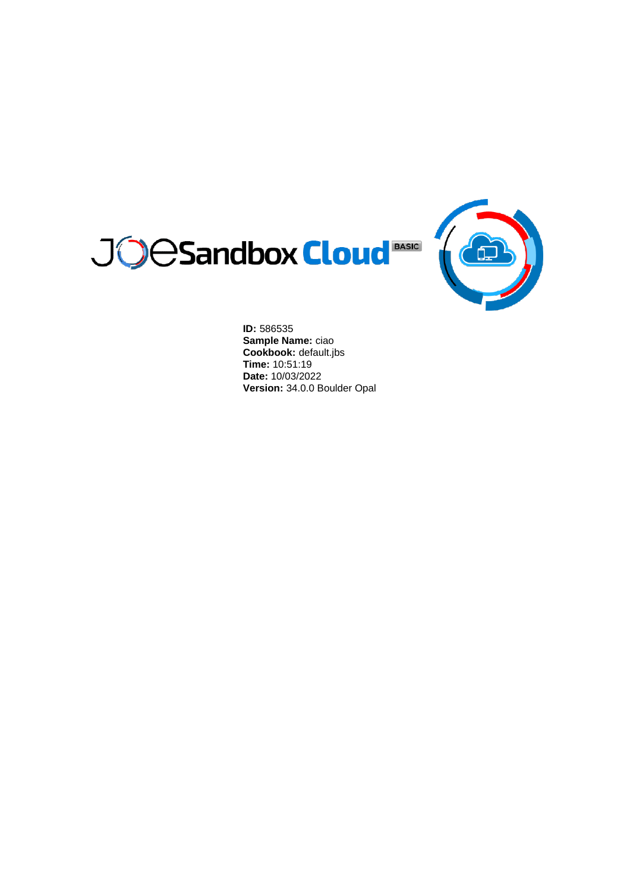JoeSandbox Cloud BASIC

**ID:** 586535
**Sample Name:** ciao
**Cookbook:** default.jbs
**Time:** 10:51:19
**Date:** 10/03/2022
**Version:** 34.0.0 Boulder Opal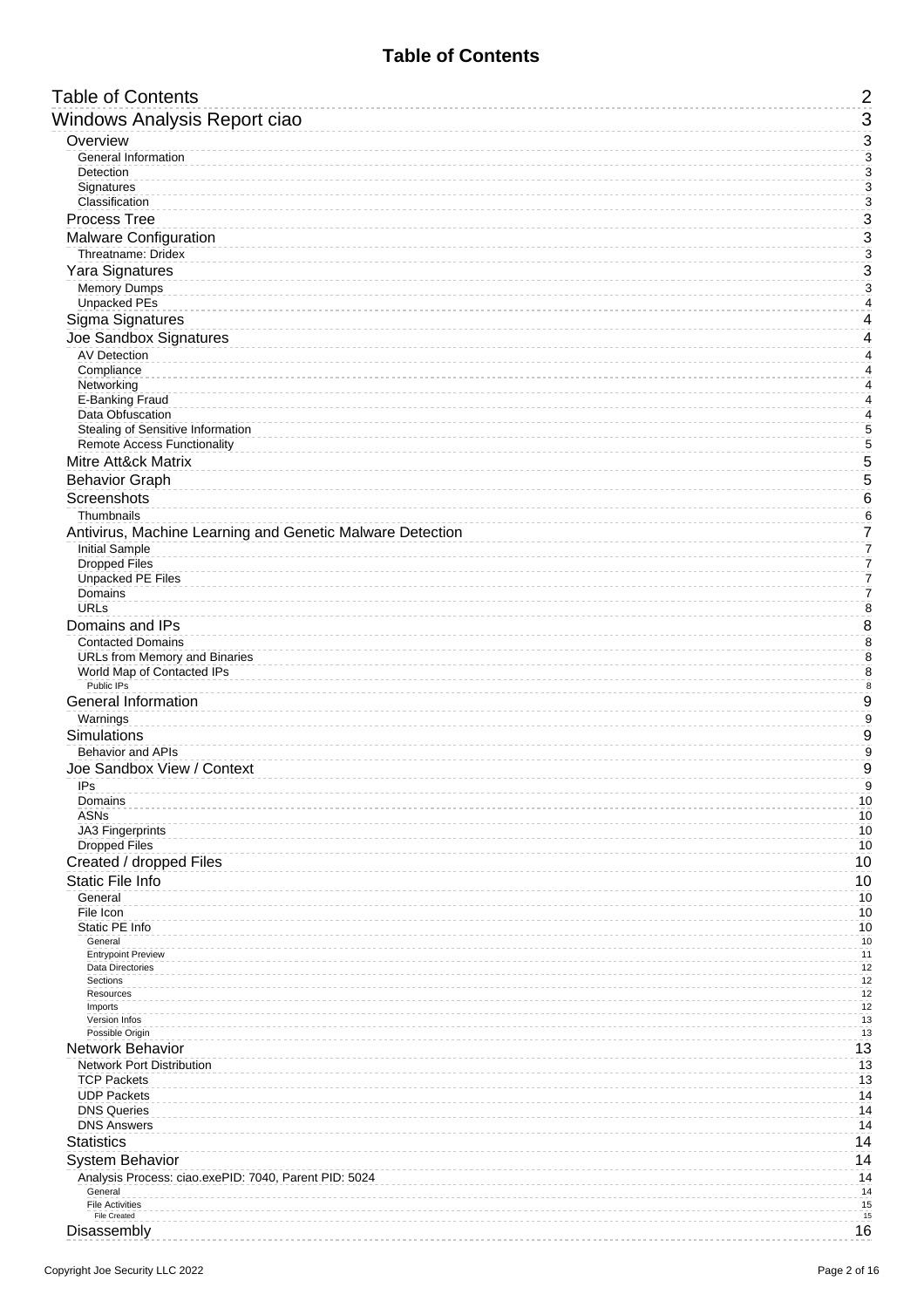# Table of Contents

- Table of Contents 2
- Windows Analysis Report ciao 3
  - Overview 3
    - General Information 3
    - Detection 3
    - Signatures 3
    - Classification 3
  - Process Tree 3
  - Malware Configuration 3
    - Threatname: Dridex 3
  - Yara Signatures 3
    - Memory Dumps 3
    - Unpacked PEs 4
  - Sigma Signatures 4
  - Joe Sandbox Signatures 4
    - AV Detection 4
    - Compliance 4
    - Networking 4
    - E-Banking Fraud 4
    - Data Obfuscation 4
    - Stealing of Sensitive Information 5
    - Remote Access Functionality 5
  - Mitre Att&ck Matrix 5
  - Behavior Graph 5
  - Screenshots 6
    - Thumbnails 6
  - Antivirus, Machine Learning and Genetic Malware Detection 7
    - Initial Sample 7
    - Dropped Files 7
    - Unpacked PE Files 7
    - Domains 7
    - URLs 8
  - Domains and IPs 8
    - Contacted Domains 8
    - URLs from Memory and Binaries 8
    - World Map of Contacted IPs 8
      - Public IPs 8
  - General Information 9
    - Warnings 9
  - Simulations 9
    - Behavior and APIs 9
  - Joe Sandbox View / Context 9
    - IPs 9
    - Domains 10
    - ASNs 10
    - JA3 Fingerprints 10
    - Dropped Files 10
  - Created / dropped Files 10
  - Static File Info 10
    - General 10
    - File Icon 10
    - Static PE Info 10
      - General 10
      - Entrypoint Preview 11
      - Data Directories 12
      - Sections 12
      - Resources 12
      - Imports 12
      - Version Infos 13
      - Possible Origin 13
  - Network Behavior 13
    - Network Port Distribution 13
    - TCP Packets 13
    - UDP Packets 14
    - DNS Queries 14
    - DNS Answers 14
  - Statistics 14
  - System Behavior 14
    - Analysis Process: ciao.exePID: 7040, Parent PID: 5024 14
      - General 14
      - File Activities 15
        - File Created 15
  - Disassembly 16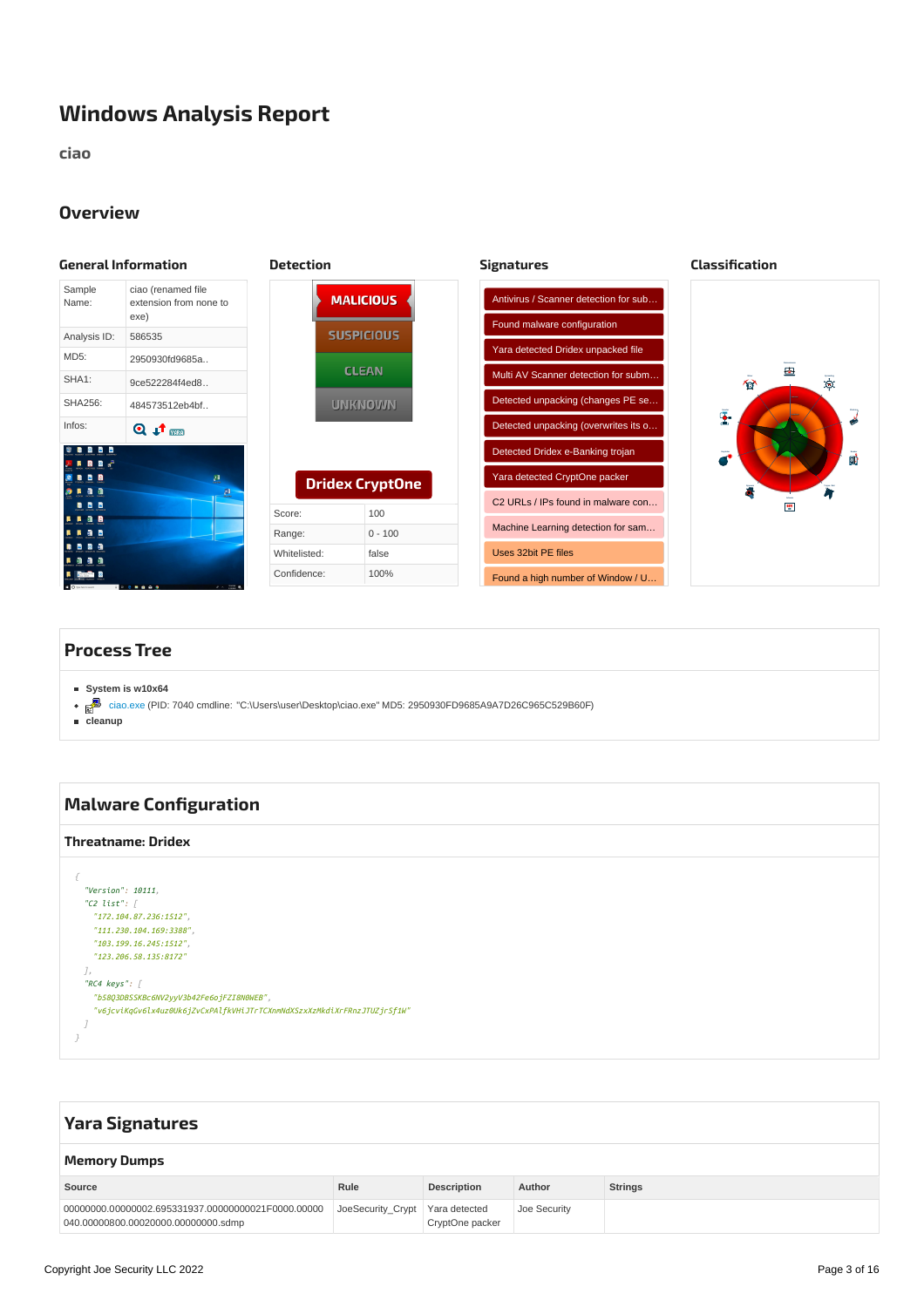# Windows Analysis Report

**ciao**

## Overview

### General Information

| | |
|---|---|
| Sample Name: | ciao (renamed file extension from none to exe) |
| Analysis ID: | 586535 |
| MD5: | 2950930fd9685a.. |
| SHA1: | 9ce522284f4ed8.. |
| SHA256: | 484573512eb4bf.. |
| Infos: | |

### Detection

MALICIOUS

SUSPICIOUS

CLEAN

UNKNOWN

**Dridex CryptOne**

| | |
|---|---|
| Score: | 100 |
| Range: | 0 - 100 |
| Whitelisted: | false |
| Confidence: | 100% |

### Signatures

- Antivirus / Scanner detection for sub…
- Found malware configuration
- Yara detected Dridex unpacked file
- Multi AV Scanner detection for subm…
- Detected unpacking (changes PE se…
- Detected unpacking (overwrites its o…
- Detected Dridex e-Banking trojan
- Yara detected CryptOne packer
- C2 URLs / IPs found in malware con…
- Machine Learning detection for sam…
- Uses 32bit PE files
- Found a high number of Window / U…

### Classification

## Process Tree

- **System is w10x64**
- ciao.exe (PID: 7040 cmdline: "C:\Users\user\Desktop\ciao.exe" MD5: 2950930FD9685A9A7D26C965C529B60F)
- **cleanup**

## Malware Configuration

### Threatname: Dridex

```
{
  "Version": 10111,
  "C2 list": [
    "172.104.87.236:1512",
    "111.230.104.169:3388",
    "103.199.16.245:1512",
    "123.206.58.135:8172"
  ],
  "RC4 keys": [
    "b5BQ3D8SSKBc6NV2yyV3b42Fe6ojFZI8N0WEB",
    "v6jcvlKqGv6lx4uz0Uk6jZvCxPAlfkVHlJTrTCXnmNdXSzxXzMkdlXrFRnzJTUZjrSf1W"
  ]
}
```

## Yara Signatures

### Memory Dumps

| Source | Rule | Description | Author | Strings |
|---|---|---|---|---|
| 00000000.00000002.695331937.00000000021F0000.00000040.00000800.00020000.00000000.sdmp | JoeSecurity_Crypt | Yara detected CryptOne packer | Joe Security | |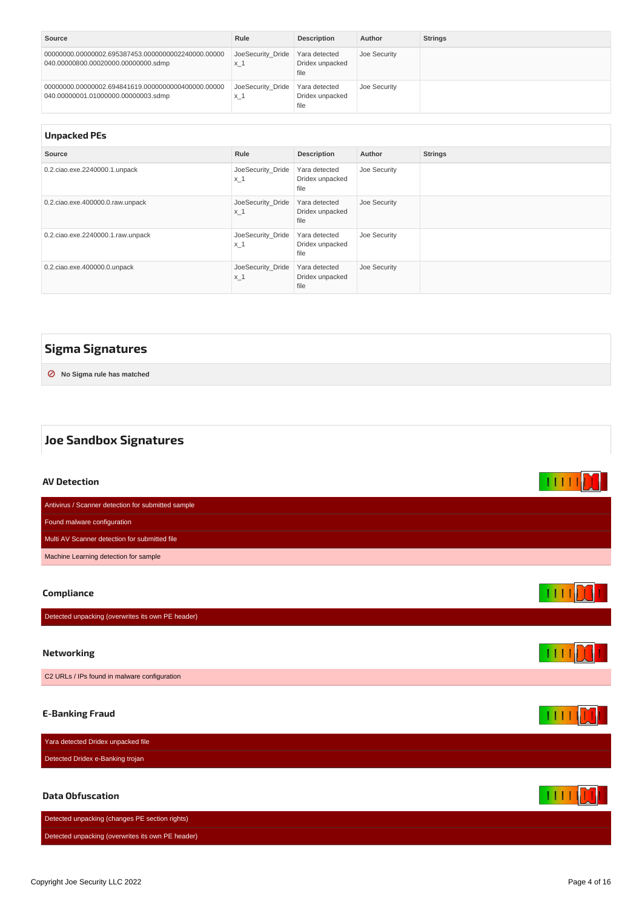| Source | Rule | Description | Author | Strings |
| --- | --- | --- | --- | --- |
| 00000000.00000002.695387453.0000000002240000.00000040.00000800.00020000.00000000.sdmp | JoeSecurity_Dridex_1 | Yara detected Dridex unpacked file | Joe Security | |
| 00000000.00000002.694841619.0000000000400000.00000040.00000001.01000000.00000003.sdmp | JoeSecurity_Dridex_1 | Yara detected Dridex unpacked file | Joe Security | |

### Unpacked PEs

| Source | Rule | Description | Author | Strings |
| --- | --- | --- | --- | --- |
| 0.2.ciao.exe.2240000.1.unpack | JoeSecurity_Dridex_1 | Yara detected Dridex unpacked file | Joe Security | |
| 0.2.ciao.exe.400000.0.raw.unpack | JoeSecurity_Dridex_1 | Yara detected Dridex unpacked file | Joe Security | |
| 0.2.ciao.exe.2240000.1.raw.unpack | JoeSecurity_Dridex_1 | Yara detected Dridex unpacked file | Joe Security | |
| 0.2.ciao.exe.400000.0.unpack | JoeSecurity_Dridex_1 | Yara detected Dridex unpacked file | Joe Security | |

## Sigma Signatures

**No Sigma rule has matched**

## Joe Sandbox Signatures

### AV Detection

- Antivirus / Scanner detection for submitted sample
- Found malware configuration
- Multi AV Scanner detection for submitted file
- Machine Learning detection for sample

### Compliance

- Detected unpacking (overwrites its own PE header)

### Networking

- C2 URLs / IPs found in malware configuration

### E-Banking Fraud

- Yara detected Dridex unpacked file
- Detected Dridex e-Banking trojan

### Data Obfuscation

- Detected unpacking (changes PE section rights)
- Detected unpacking (overwrites its own PE header)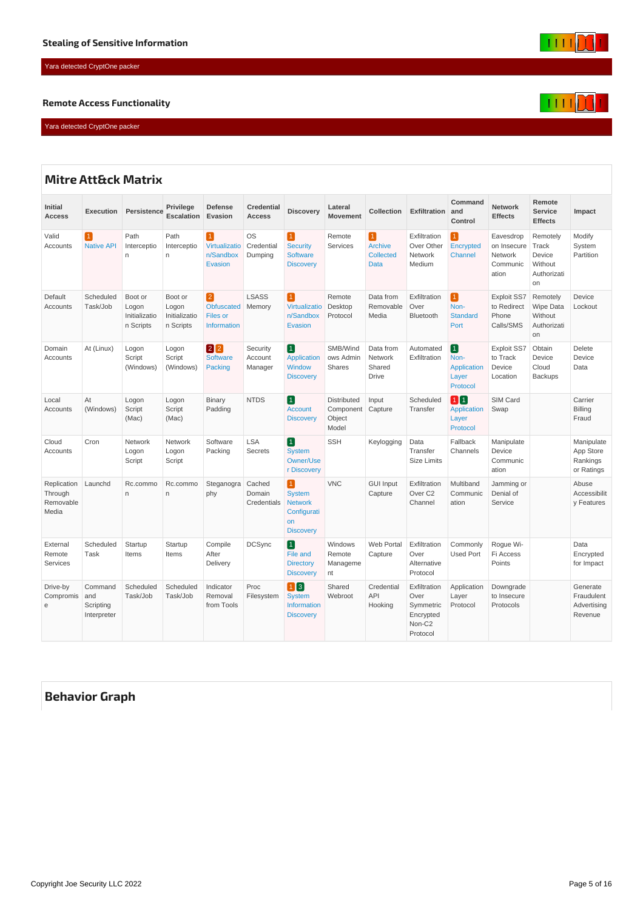### Stealing of Sensitive Information

Yara detected CryptOne packer

### Remote Access Functionality

Yara detected CryptOne packer

## Mitre Att&ck Matrix

| Initial Access | Execution | Persistence | Privilege Escalation | Defense Evasion | Credential Access | Discovery | Lateral Movement | Collection | Exfiltration | Command and Control | Network Effects | Remote Service Effects | Impact |
|---|---|---|---|---|---|---|---|---|---|---|---|---|---|
| Valid Accounts | 1 Native API | Path Interception | Path Interception | 1 Virtualization/Sandbox Evasion | OS Credential Dumping | 1 Security Software Discovery | Remote Services | 1 Archive Collected Data | Exfiltration Over Other Network Medium | 1 Encrypted Channel | Eavesdrop on Insecure Network Communication | Remotely Track Device Without Authorization | Modify System Partition |
| Default Accounts | Scheduled Task/Job | Boot or Logon Initialization Scripts | Boot or Logon Initialization Scripts | 2 Obfuscated Files or Information | LSASS Memory | 1 Virtualization/Sandbox Evasion | Remote Desktop Protocol | Data from Removable Media | Exfiltration Over Bluetooth | 1 Non-Standard Port | Exploit SS7 to Redirect Phone Calls/SMS | Remotely Wipe Data Without Authorization | Device Lockout |
| Domain Accounts | At (Linux) | Logon Script (Windows) | Logon Script (Windows) | 2 2 Software Packing | Security Account Manager | 1 Application Window Discovery | SMB/Windows Admin Shares | Data from Network Shared Drive | Automated Exfiltration | 1 Non-Application Layer Protocol | Exploit SS7 to Track Device Location | Obtain Device Cloud Backups | Delete Device Data |
| Local Accounts | At (Windows) | Logon Script (Mac) | Logon Script (Mac) | Binary Padding | NTDS | 1 Account Discovery | Distributed Component Object Model | Input Capture | Scheduled Transfer | 1 1 Application Layer Protocol | SIM Card Swap | | Carrier Billing Fraud |
| Cloud Accounts | Cron | Network Logon Script | Network Logon Script | Software Packing | LSA Secrets | 1 System Owner/User Discovery | SSH | Keylogging | Data Transfer Size Limits | Fallback Channels | Manipulate Device Communication | | Manipulate App Store Rankings or Ratings |
| Replication Through Removable Media | Launchd | Rc.common | Rc.common | Steganography | Cached Domain Credentials | 1 System Network Configuration Discovery | VNC | GUI Input Capture | Exfiltration Over C2 Channel | Multiband Communication | Jamming or Denial of Service | | Abuse Accessibility Features |
| External Remote Services | Scheduled Task | Startup Items | Startup Items | Compile After Delivery | DCSync | 1 File and Directory Discovery | Windows Remote Management | Web Portal Capture | Exfiltration Over Alternative Protocol | Commonly Used Port | Rogue Wi-Fi Access Points | | Data Encrypted for Impact |
| Drive-by Compromise | Command and Scripting Interpreter | Scheduled Task/Job | Scheduled Task/Job | Indicator Removal from Tools | Proc Filesystem | 1 3 System Information Discovery | Shared Webroot | Credential API Hooking | Exfiltration Over Symmetric Encrypted Non-C2 Protocol | Application Layer Protocol | Downgrade to Insecure Protocols | | Generate Fraudulent Advertising Revenue |

## Behavior Graph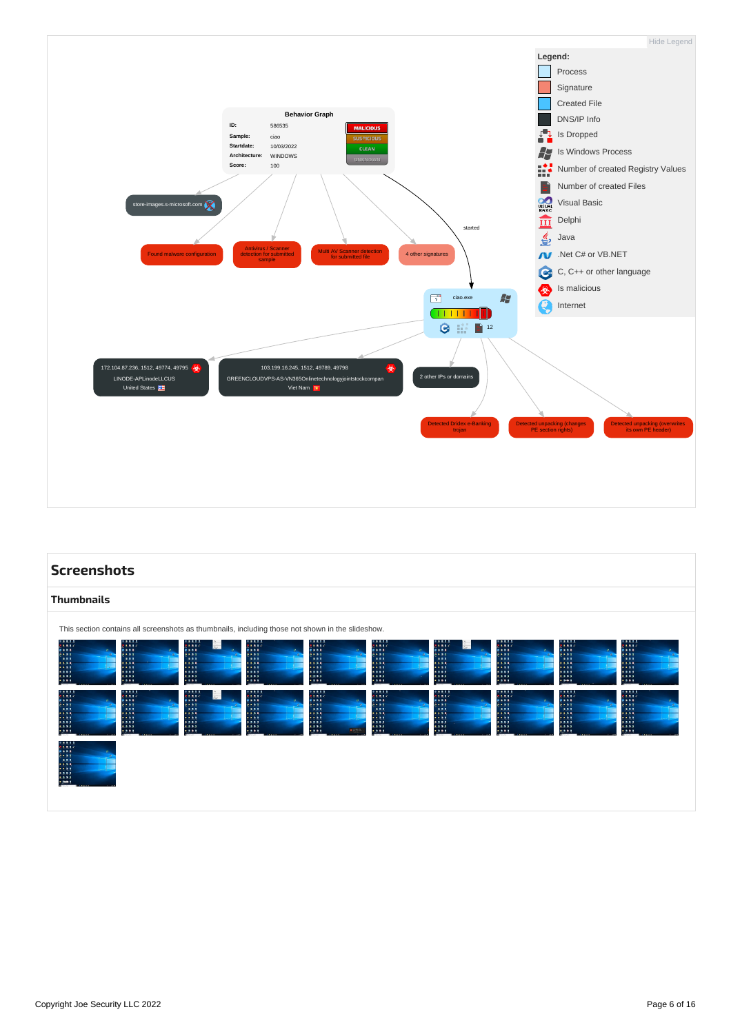Hide Legend

**Legend:**

- Process
- Signature
- Created File
- DNS/IP Info
- Is Dropped
- Is Windows Process
- Number of created Registry Values
- Number of created Files
- Visual Basic
- Delphi
- Java
- .Net C# or VB.NET
- C, C++ or other language
- Is malicious
- Internet

**Behavior Graph**

ID: 586535
Sample: ciao
Startdate: 10/03/2022
Architecture: WINDOWS
Score: 100

MALICIOUS
SUSPICIOUS
CLEAN
UNKNOWN

store-images.s-microsoft.com

Found malware configuration

Antivirus / Scanner detection for submitted sample

Multi AV Scanner detection for submitted file

4 other signatures

started

ciao.exe

12

172.104.87.236, 1512, 49774, 49795
LINODE-APLinodeLLCUS
United States

103.199.16.245, 1512, 49789, 49798
GREENCLOUDVPS-AS-VN365Onlinetechnologyjointstockcompan
Viet Nam

2 other IPs or domains

Detected Dridex e-Banking trojan

Detected unpacking (changes PE section rights)

Detected unpacking (overwrites its own PE header)

## Screenshots

### Thumbnails

This section contains all screenshots as thumbnails, including those not shown in the slideshow.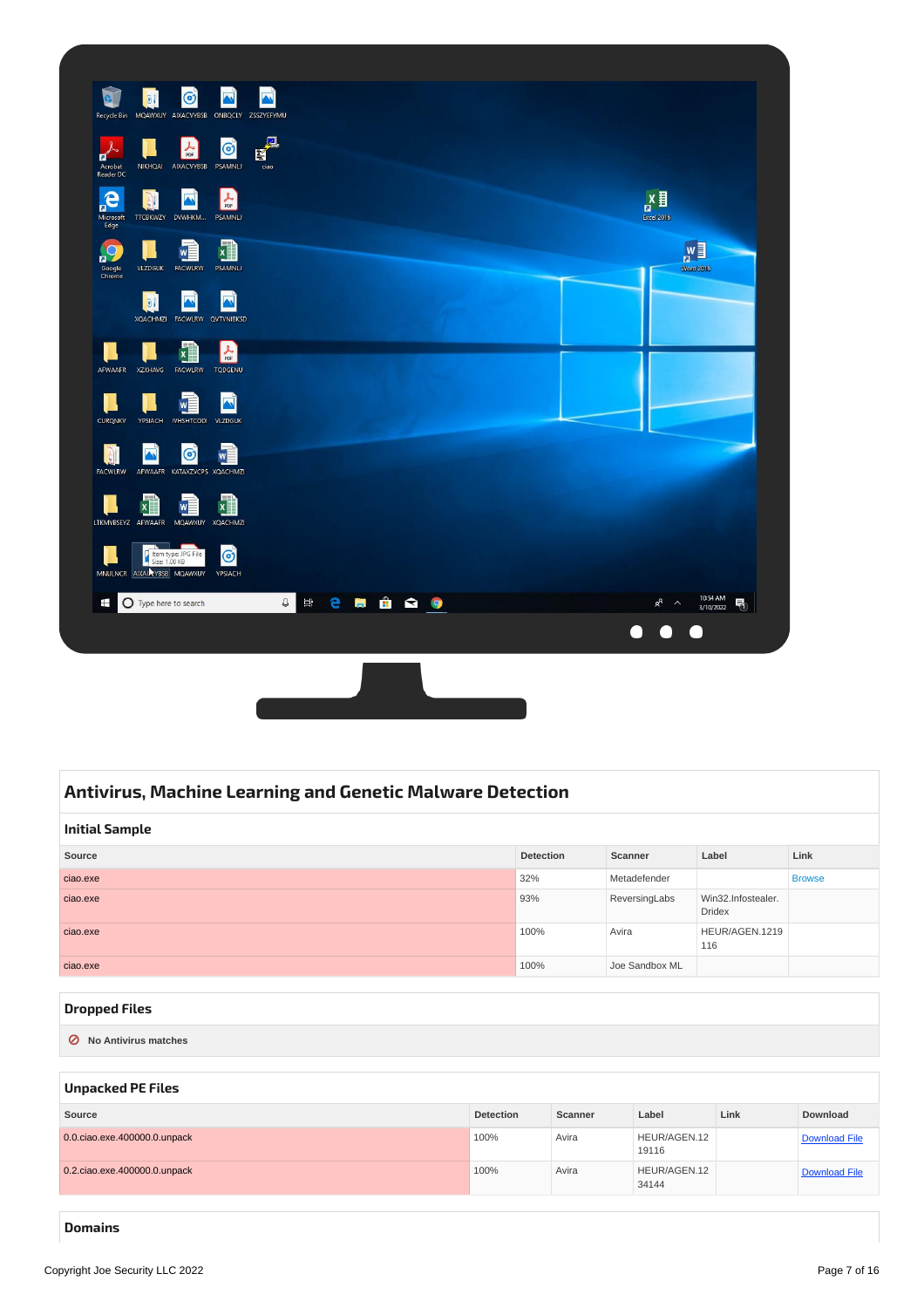## Antivirus, Machine Learning and Genetic Malware Detection

### Initial Sample

| Source | Detection | Scanner | Label | Link |
|---|---|---|---|---|
| ciao.exe | 32% | Metadefender | | Browse |
| ciao.exe | 93% | ReversingLabs | Win32.Infostealer.Dridex | |
| ciao.exe | 100% | Avira | HEUR/AGEN.1219116 | |
| ciao.exe | 100% | Joe Sandbox ML | | |

### Dropped Files

No Antivirus matches

### Unpacked PE Files

| Source | Detection | Scanner | Label | Link | Download |
|---|---|---|---|---|---|
| 0.0.ciao.exe.400000.0.unpack | 100% | Avira | HEUR/AGEN.1219116 | | Download File |
| 0.2.ciao.exe.400000.0.unpack | 100% | Avira | HEUR/AGEN.1234144 | | Download File |

### Domains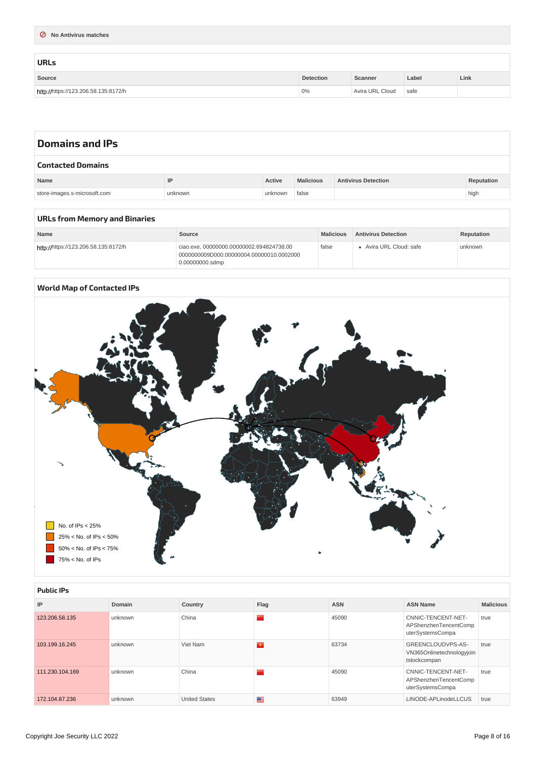No Antivirus matches

## URLs

| Source | Detection | Scanner | Label | Link |
|---|---|---|---|---|
| http://https://123.206.58.135:8172/h | 0% | Avira URL Cloud | safe | |

# Domains and IPs

## Contacted Domains

| Name | IP | Active | Malicious | Antivirus Detection | Reputation |
|---|---|---|---|---|---|
| store-images.s-microsoft.com | unknown | unknown | false | | high |

## URLs from Memory and Binaries

| Name | Source | Malicious | Antivirus Detection | Reputation |
|---|---|---|---|---|
| http://https://123.206.58.135:8172/h | ciao.exe, 00000000.00000002.694824738.000000000009D000.00000004.00000010.00020000.00000000.sdmp | false | • Avira URL Cloud: safe | unknown |

## World Map of Contacted IPs

No. of IPs < 25%

25% < No. of IPs < 50%

50% < No. of IPs < 75%

75% < No. of IPs

## Public IPs

| IP | Domain | Country | Flag | ASN | ASN Name | Malicious |
|---|---|---|---|---|---|---|
| 123.206.58.135 | unknown | China | | 45090 | CNNIC-TENCENT-NET-APShenzhenTencentComputerSystemsCompa | true |
| 103.199.16.245 | unknown | Viet Nam | | 63734 | GREENCLOUDVPS-AS-VN365Onlinetechnologyjointstockcompan | true |
| 111.230.104.169 | unknown | China | | 45090 | CNNIC-TENCENT-NET-APShenzhenTencentComputerSystemsCompa | true |
| 172.104.87.236 | unknown | United States | | 63949 | LINODE-APLinodeLLCUS | true |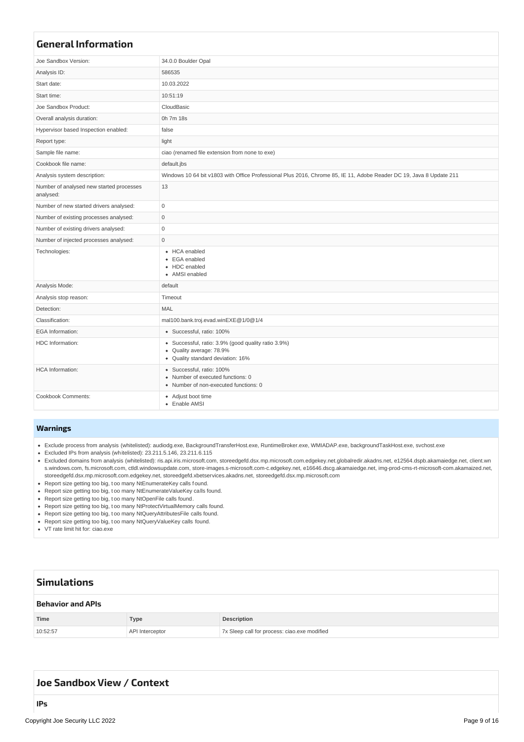## General Information

| | |
|---|---|
| Joe Sandbox Version: | 34.0.0 Boulder Opal |
| Analysis ID: | 586535 |
| Start date: | 10.03.2022 |
| Start time: | 10:51:19 |
| Joe Sandbox Product: | CloudBasic |
| Overall analysis duration: | 0h 7m 18s |
| Hypervisor based Inspection enabled: | false |
| Report type: | light |
| Sample file name: | ciao (renamed file extension from none to exe) |
| Cookbook file name: | default.jbs |
| Analysis system description: | Windows 10 64 bit v1803 with Office Professional Plus 2016, Chrome 85, IE 11, Adobe Reader DC 19, Java 8 Update 211 |
| Number of analysed new started processes analysed: | 13 |
| Number of new started drivers analysed: | 0 |
| Number of existing processes analysed: | 0 |
| Number of existing drivers analysed: | 0 |
| Number of injected processes analysed: | 0 |
| Technologies: | • HCA enabled<br>• EGA enabled<br>• HDC enabled<br>• AMSI enabled |
| Analysis Mode: | default |
| Analysis stop reason: | Timeout |
| Detection: | MAL |
| Classification: | mal100.bank.troj.evad.winEXE@1/0@1/4 |
| EGA Information: | • Successful, ratio: 100% |
| HDC Information: | • Successful, ratio: 3.9% (good quality ratio 3.9%)<br>• Quality average: 78.9%<br>• Quality standard deviation: 16% |
| HCA Information: | • Successful, ratio: 100%<br>• Number of executed functions: 0<br>• Number of non-executed functions: 0 |
| Cookbook Comments: | • Adjust boot time<br>• Enable AMSI |

### Warnings

- Exclude process from analysis (whitelisted): audiodg.exe, BackgroundTransferHost.exe, RuntimeBroker.exe, WMIADAP.exe, backgroundTaskHost.exe, svchost.exe
- Excluded IPs from analysis (whitelisted): 23.211.5.146, 23.211.6.115
- Excluded domains from analysis (whitelisted): ris.api.iris.microsoft.com, storeedgefd.dsx.mp.microsoft.com.edgekey.net.globalredir.akadns.net, e12564.dspb.akamaiedge.net, client.wns.windows.com, fs.microsoft.com, ctldl.windowsupdate.com, store-images.s-microsoft.com-c.edgekey.net, e16646.dscg.akamaiedge.net, img-prod-cms-rt-microsoft-com.akamaized.net, storeedgefd.dsx.mp.microsoft.com.edgekey.net, storeedgefd.xbetservices.akadns.net, storeedgefd.dsx.mp.microsoft.com
- Report size getting too big, too many NtEnumerateKey calls found.
- Report size getting too big, too many NtEnumerateValueKey calls found.
- Report size getting too big, too many NtOpenFile calls found.
- Report size getting too big, too many NtProtectVirtualMemory calls found.
- Report size getting too big, too many NtQueryAttributesFile calls found.
- Report size getting too big, too many NtQueryValueKey calls found.
- VT rate limit hit for: ciao.exe

## Simulations

### Behavior and APIs

| Time | Type | Description |
|---|---|---|
| 10:52:57 | API Interceptor | 7x Sleep call for process: ciao.exe modified |

## Joe Sandbox View / Context

### IPs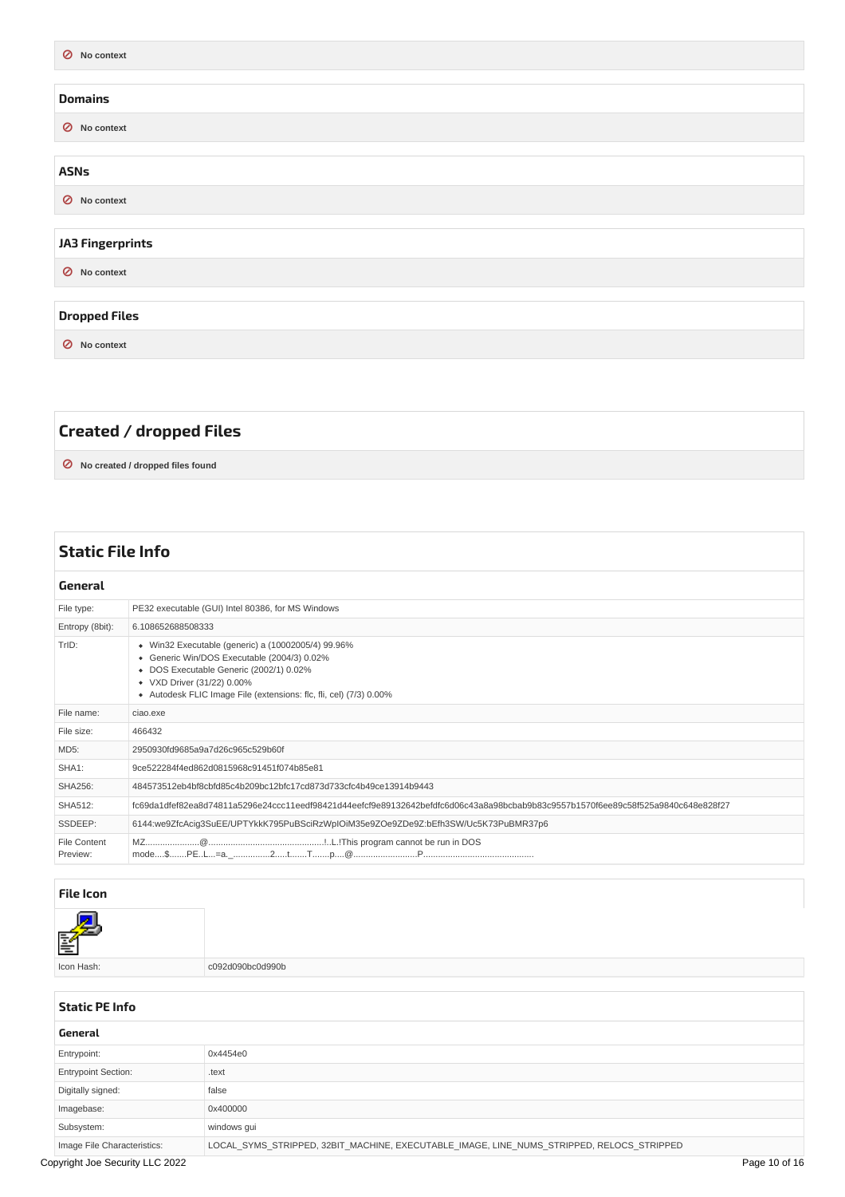No context

## Domains

No context

## ASNs

No context

## JA3 Fingerprints

No context

## Dropped Files

No context

# Created / dropped Files

No created / dropped files found

# Static File Info

## General

| | |
|---|---|
| File type: | PE32 executable (GUI) Intel 80386, for MS Windows |
| Entropy (8bit): | 6.108652688508333 |
| TrID: | • Win32 Executable (generic) a (10002005/4) 99.96%<br>• Generic Win/DOS Executable (2004/3) 0.02%<br>• DOS Executable Generic (2002/1) 0.02%<br>• VXD Driver (31/22) 0.00%<br>• Autodesk FLIC Image File (extensions: flc, fli, cel) (7/3) 0.00% |
| File name: | ciao.exe |
| File size: | 466432 |
| MD5: | 2950930fd9685a9a7d26c965c529b60f |
| SHA1: | 9ce522284f4ed862d0815968c91451f074b85e81 |
| SHA256: | 484573512eb4bf8cbfd85c4b209bc12bfc17cd873d733cfc4b49ce13914b9443 |
| SHA512: | fc69da1dfef82ea8d74811a5296e24ccc11eedf98421d44eefcf9e89132642befdfc6d06c43a8a98bcbab9b83c9557b1570f6ee89c58f525a9840c648e828f27 |
| SSDEEP: | 6144:we9ZfcAcig3SuEE/UPTYkkK795PuBSciRzWplOiM35e9ZOe9ZDe9Z:bEfh3SW/Uc5K73PuBMR37p6 |
| File Content Preview: | MZ......................@...............................................!..L.!This program cannot be run in DOS mode....$.......PE..L...=a._................2.....t.......T.......p....@...........................P............................................ |

## File Icon

| | |
|---|---|
| Icon Hash: | c092d090bc0d990b |

## Static PE Info

### General

| | |
|---|---|
| Entrypoint: | 0x4454e0 |
| Entrypoint Section: | .text |
| Digitally signed: | false |
| Imagebase: | 0x400000 |
| Subsystem: | windows gui |
| Image File Characteristics: | LOCAL_SYMS_STRIPPED, 32BIT_MACHINE, EXECUTABLE_IMAGE, LINE_NUMS_STRIPPED, RELOCS_STRIPPED |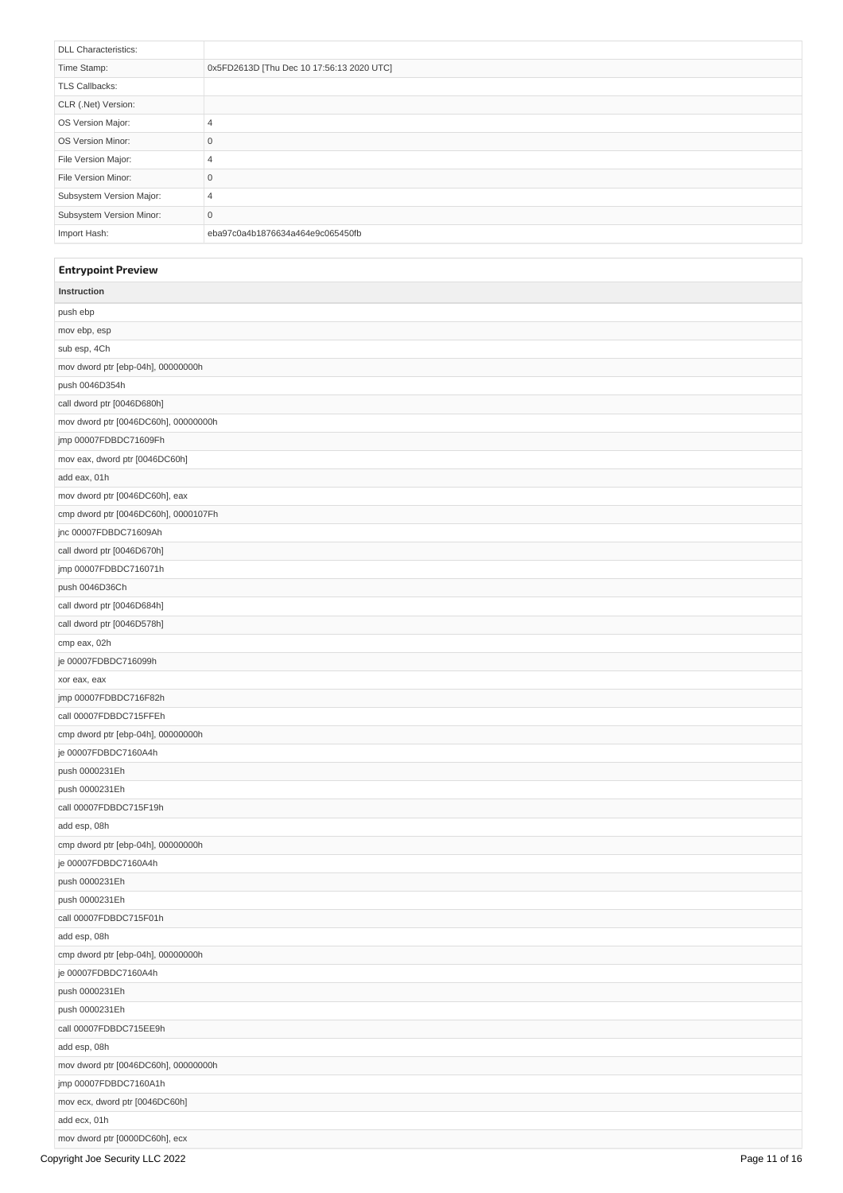| | |
|---|---|
| DLL Characteristics: | |
| Time Stamp: | 0x5FD2613D [Thu Dec 10 17:56:13 2020 UTC] |
| TLS Callbacks: | |
| CLR (.Net) Version: | |
| OS Version Major: | 4 |
| OS Version Minor: | 0 |
| File Version Major: | 4 |
| File Version Minor: | 0 |
| Subsystem Version Major: | 4 |
| Subsystem Version Minor: | 0 |
| Import Hash: | eba97c0a4b1876634a464e9c065450fb |

## Entrypoint Preview

| Instruction |
|---|
| push ebp |
| mov ebp, esp |
| sub esp, 4Ch |
| mov dword ptr [ebp-04h], 00000000h |
| push 0046D354h |
| call dword ptr [0046D680h] |
| mov dword ptr [0046DC60h], 00000000h |
| jmp 00007FDBDC71609Fh |
| mov eax, dword ptr [0046DC60h] |
| add eax, 01h |
| mov dword ptr [0046DC60h], eax |
| cmp dword ptr [0046DC60h], 0000107Fh |
| jnc 00007FDBDC71609Ah |
| call dword ptr [0046D670h] |
| jmp 00007FDBDC716071h |
| push 0046D36Ch |
| call dword ptr [0046D684h] |
| call dword ptr [0046D578h] |
| cmp eax, 02h |
| je 00007FDBDC716099h |
| xor eax, eax |
| jmp 00007FDBDC716F82h |
| call 00007FDBDC715FFEh |
| cmp dword ptr [ebp-04h], 00000000h |
| je 00007FDBDC7160A4h |
| push 0000231Eh |
| push 0000231Eh |
| call 00007FDBDC715F19h |
| add esp, 08h |
| cmp dword ptr [ebp-04h], 00000000h |
| je 00007FDBDC7160A4h |
| push 0000231Eh |
| push 0000231Eh |
| call 00007FDBDC715F01h |
| add esp, 08h |
| cmp dword ptr [ebp-04h], 00000000h |
| je 00007FDBDC7160A4h |
| push 0000231Eh |
| push 0000231Eh |
| call 00007FDBDC715EE9h |
| add esp, 08h |
| mov dword ptr [0046DC60h], 00000000h |
| jmp 00007FDBDC7160A1h |
| mov ecx, dword ptr [0046DC60h] |
| add ecx, 01h |
| mov dword ptr [0000DC60h], ecx |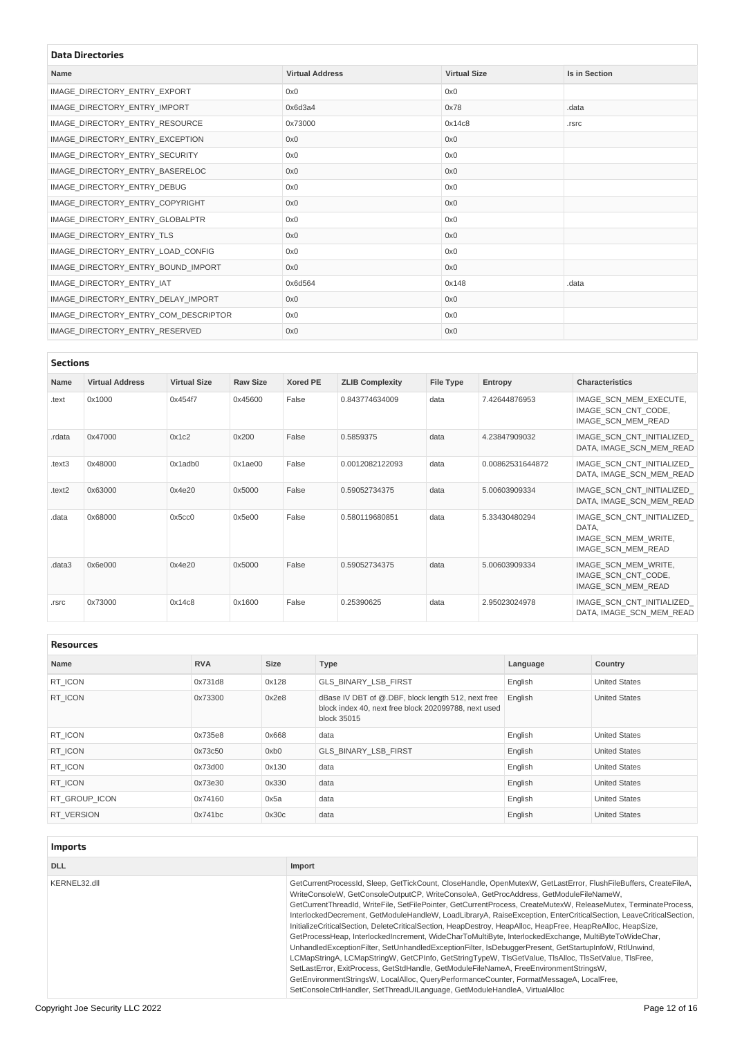## Data Directories

| Name | Virtual Address | Virtual Size | Is in Section |
|---|---|---|---|
| IMAGE_DIRECTORY_ENTRY_EXPORT | 0x0 | 0x0 | |
| IMAGE_DIRECTORY_ENTRY_IMPORT | 0x6d3a4 | 0x78 | .data |
| IMAGE_DIRECTORY_ENTRY_RESOURCE | 0x73000 | 0x14c8 | .rsrc |
| IMAGE_DIRECTORY_ENTRY_EXCEPTION | 0x0 | 0x0 | |
| IMAGE_DIRECTORY_ENTRY_SECURITY | 0x0 | 0x0 | |
| IMAGE_DIRECTORY_ENTRY_BASERELOC | 0x0 | 0x0 | |
| IMAGE_DIRECTORY_ENTRY_DEBUG | 0x0 | 0x0 | |
| IMAGE_DIRECTORY_ENTRY_COPYRIGHT | 0x0 | 0x0 | |
| IMAGE_DIRECTORY_ENTRY_GLOBALPTR | 0x0 | 0x0 | |
| IMAGE_DIRECTORY_ENTRY_TLS | 0x0 | 0x0 | |
| IMAGE_DIRECTORY_ENTRY_LOAD_CONFIG | 0x0 | 0x0 | |
| IMAGE_DIRECTORY_ENTRY_BOUND_IMPORT | 0x0 | 0x0 | |
| IMAGE_DIRECTORY_ENTRY_IAT | 0x6d564 | 0x148 | .data |
| IMAGE_DIRECTORY_ENTRY_DELAY_IMPORT | 0x0 | 0x0 | |
| IMAGE_DIRECTORY_ENTRY_COM_DESCRIPTOR | 0x0 | 0x0 | |
| IMAGE_DIRECTORY_ENTRY_RESERVED | 0x0 | 0x0 | |

## Sections

| Name | Virtual Address | Virtual Size | Raw Size | Xored PE | ZLIB Complexity | File Type | Entropy | Characteristics |
|---|---|---|---|---|---|---|---|---|
| .text | 0x1000 | 0x454f7 | 0x45600 | False | 0.843774634009 | data | 7.42644876953 | IMAGE_SCN_MEM_EXECUTE, IMAGE_SCN_CNT_CODE, IMAGE_SCN_MEM_READ |
| .rdata | 0x47000 | 0x1c2 | 0x200 | False | 0.5859375 | data | 4.23847909032 | IMAGE_SCN_CNT_INITIALIZED_DATA, IMAGE_SCN_MEM_READ |
| .text3 | 0x48000 | 0x1adb0 | 0x1ae00 | False | 0.0012082122093 | data | 0.00862531644872 | IMAGE_SCN_CNT_INITIALIZED_DATA, IMAGE_SCN_MEM_READ |
| .text2 | 0x63000 | 0x4e20 | 0x5000 | False | 0.59052734375 | data | 5.00603909334 | IMAGE_SCN_CNT_INITIALIZED_DATA, IMAGE_SCN_MEM_READ |
| .data | 0x68000 | 0x5cc0 | 0x5e00 | False | 0.580119680851 | data | 5.33430480294 | IMAGE_SCN_CNT_INITIALIZED_DATA, IMAGE_SCN_MEM_WRITE, IMAGE_SCN_MEM_READ |
| .data3 | 0x6e000 | 0x4e20 | 0x5000 | False | 0.59052734375 | data | 5.00603909334 | IMAGE_SCN_MEM_WRITE, IMAGE_SCN_CNT_CODE, IMAGE_SCN_MEM_READ |
| .rsrc | 0x73000 | 0x14c8 | 0x1600 | False | 0.25390625 | data | 2.95023024978 | IMAGE_SCN_CNT_INITIALIZED_DATA, IMAGE_SCN_MEM_READ |

## Resources

| Name | RVA | Size | Type | Language | Country |
|---|---|---|---|---|---|
| RT_ICON | 0x731d8 | 0x128 | GLS_BINARY_LSB_FIRST | English | United States |
| RT_ICON | 0x73300 | 0x2e8 | dBase IV DBT of @.DBF, block length 512, next free block index 40, next free block 202099788, next used block 35015 | English | United States |
| RT_ICON | 0x735e8 | 0x668 | data | English | United States |
| RT_ICON | 0x73c50 | 0xb0 | GLS_BINARY_LSB_FIRST | English | United States |
| RT_ICON | 0x73d00 | 0x130 | data | English | United States |
| RT_ICON | 0x73e30 | 0x330 | data | English | United States |
| RT_GROUP_ICON | 0x74160 | 0x5a | data | English | United States |
| RT_VERSION | 0x741bc | 0x30c | data | English | United States |

## Imports

| DLL | Import |
|---|---|
| KERNEL32.dll | GetCurrentProcessId, Sleep, GetTickCount, CloseHandle, OpenMutexW, GetLastError, FlushFileBuffers, CreateFileA, WriteConsoleW, GetConsoleOutputCP, WriteConsoleA, GetProcAddress, GetModuleFileNameW, GetCurrentThreadId, WriteFile, SetFilePointer, GetCurrentProcess, CreateMutexW, ReleaseMutex, TerminateProcess, InterlockedDecrement, GetModuleHandleW, LoadLibraryA, RaiseException, EnterCriticalSection, LeaveCriticalSection, InitializeCriticalSection, DeleteCriticalSection, HeapDestroy, HeapAlloc, HeapFree, HeapReAlloc, HeapSize, GetProcessHeap, InterlockedIncrement, WideCharToMultiByte, InterlockedExchange, MultiByteToWideChar, UnhandledExceptionFilter, SetUnhandledExceptionFilter, IsDebuggerPresent, GetStartupInfoW, RtlUnwind, LCMapStringA, LCMapStringW, GetCPInfo, GetStringTypeW, TlsGetValue, TlsAlloc, TlsSetValue, TlsFree, SetLastError, ExitProcess, GetStdHandle, GetModuleFileNameA, FreeEnvironmentStringsW, GetEnvironmentStringsW, LocalAlloc, QueryPerformanceCounter, FormatMessageA, LocalFree, SetConsoleCtrlHandler, SetThreadUILanguage, GetModuleHandleA, VirtualAlloc |

Copyright Joe Security LLC 2022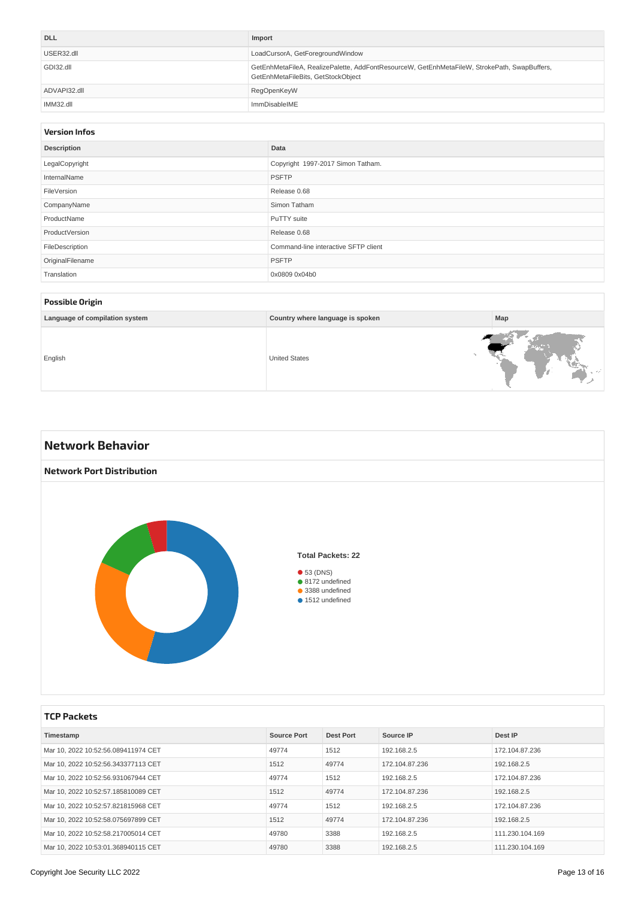| DLL | Import |
|---|---|
| USER32.dll | LoadCursorA, GetForegroundWindow |
| GDI32.dll | GetEnhMetaFileA, RealizePalette, AddFontResourceW, GetEnhMetaFileW, StrokePath, SwapBuffers, GetEnhMetaFileBits, GetStockObject |
| ADVAPI32.dll | RegOpenKeyW |
| IMM32.dll | ImmDisableIME |

### Version Infos

| Description | Data |
|---|---|
| LegalCopyright | Copyright 1997-2017 Simon Tatham. |
| InternalName | PSFTP |
| FileVersion | Release 0.68 |
| CompanyName | Simon Tatham |
| ProductName | PuTTY suite |
| ProductVersion | Release 0.68 |
| FileDescription | Command-line interactive SFTP client |
| OriginalFilename | PSFTP |
| Translation | 0x0809 0x04b0 |

### Possible Origin

| Language of compilation system | Country where language is spoken | Map |
|---|---|---|
| English | United States | |

## Network Behavior

### Network Port Distribution

Total Packets: 22

- 53 (DNS)
- 8172 undefined
- 3388 undefined
- 1512 undefined

### TCP Packets

| Timestamp | Source Port | Dest Port | Source IP | Dest IP |
|---|---|---|---|---|
| Mar 10, 2022 10:52:56.089411974 CET | 49774 | 1512 | 192.168.2.5 | 172.104.87.236 |
| Mar 10, 2022 10:52:56.343377113 CET | 1512 | 49774 | 172.104.87.236 | 192.168.2.5 |
| Mar 10, 2022 10:52:56.931067944 CET | 49774 | 1512 | 192.168.2.5 | 172.104.87.236 |
| Mar 10, 2022 10:52:57.185810089 CET | 1512 | 49774 | 172.104.87.236 | 192.168.2.5 |
| Mar 10, 2022 10:52:57.821815968 CET | 49774 | 1512 | 192.168.2.5 | 172.104.87.236 |
| Mar 10, 2022 10:52:58.075697899 CET | 1512 | 49774 | 172.104.87.236 | 192.168.2.5 |
| Mar 10, 2022 10:52:58.217005014 CET | 49780 | 3388 | 192.168.2.5 | 111.230.104.169 |
| Mar 10, 2022 10:53:01.368940115 CET | 49780 | 3388 | 192.168.2.5 | 111.230.104.169 |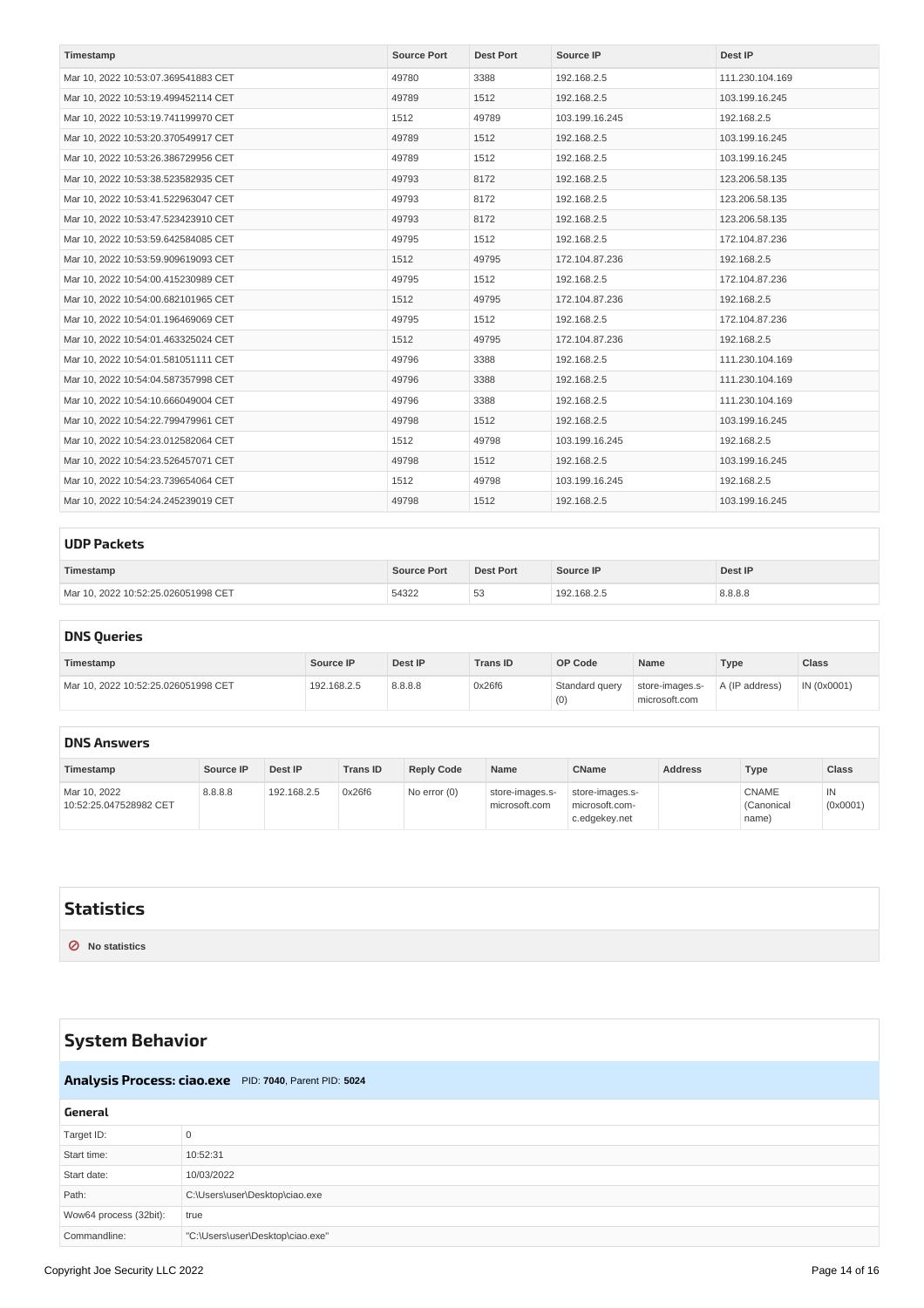| Timestamp | Source Port | Dest Port | Source IP | Dest IP |
|---|---|---|---|---|
| Mar 10, 2022 10:53:07.369541883 CET | 49780 | 3388 | 192.168.2.5 | 111.230.104.169 |
| Mar 10, 2022 10:53:19.499452114 CET | 49789 | 1512 | 192.168.2.5 | 103.199.16.245 |
| Mar 10, 2022 10:53:19.741199970 CET | 1512 | 49789 | 103.199.16.245 | 192.168.2.5 |
| Mar 10, 2022 10:53:20.370549917 CET | 49789 | 1512 | 192.168.2.5 | 103.199.16.245 |
| Mar 10, 2022 10:53:26.386729956 CET | 49789 | 1512 | 192.168.2.5 | 103.199.16.245 |
| Mar 10, 2022 10:53:38.523582935 CET | 49793 | 8172 | 192.168.2.5 | 123.206.58.135 |
| Mar 10, 2022 10:53:41.522963047 CET | 49793 | 8172 | 192.168.2.5 | 123.206.58.135 |
| Mar 10, 2022 10:53:47.523423910 CET | 49793 | 8172 | 192.168.2.5 | 123.206.58.135 |
| Mar 10, 2022 10:53:59.642584085 CET | 49795 | 1512 | 192.168.2.5 | 172.104.87.236 |
| Mar 10, 2022 10:53:59.909619093 CET | 1512 | 49795 | 172.104.87.236 | 192.168.2.5 |
| Mar 10, 2022 10:54:00.415230989 CET | 49795 | 1512 | 192.168.2.5 | 172.104.87.236 |
| Mar 10, 2022 10:54:00.682101965 CET | 1512 | 49795 | 172.104.87.236 | 192.168.2.5 |
| Mar 10, 2022 10:54:01.196469069 CET | 49795 | 1512 | 192.168.2.5 | 172.104.87.236 |
| Mar 10, 2022 10:54:01.463325024 CET | 1512 | 49795 | 172.104.87.236 | 192.168.2.5 |
| Mar 10, 2022 10:54:01.581051111 CET | 49796 | 3388 | 192.168.2.5 | 111.230.104.169 |
| Mar 10, 2022 10:54:04.587357998 CET | 49796 | 3388 | 192.168.2.5 | 111.230.104.169 |
| Mar 10, 2022 10:54:10.666049004 CET | 49796 | 3388 | 192.168.2.5 | 111.230.104.169 |
| Mar 10, 2022 10:54:22.799479961 CET | 49798 | 1512 | 192.168.2.5 | 103.199.16.245 |
| Mar 10, 2022 10:54:23.012582064 CET | 1512 | 49798 | 103.199.16.245 | 192.168.2.5 |
| Mar 10, 2022 10:54:23.526457071 CET | 49798 | 1512 | 192.168.2.5 | 103.199.16.245 |
| Mar 10, 2022 10:54:23.739654064 CET | 1512 | 49798 | 103.199.16.245 | 192.168.2.5 |
| Mar 10, 2022 10:54:24.245239019 CET | 49798 | 1512 | 192.168.2.5 | 103.199.16.245 |

### UDP Packets

| Timestamp | Source Port | Dest Port | Source IP | Dest IP |
|---|---|---|---|---|
| Mar 10, 2022 10:52:25.026051998 CET | 54322 | 53 | 192.168.2.5 | 8.8.8.8 |

### DNS Queries

| Timestamp | Source IP | Dest IP | Trans ID | OP Code | Name | Type | Class |
|---|---|---|---|---|---|---|---|
| Mar 10, 2022 10:52:25.026051998 CET | 192.168.2.5 | 8.8.8.8 | 0x26f6 | Standard query (0) | store-images.s-microsoft.com | A (IP address) | IN (0x0001) |

### DNS Answers

| Timestamp | Source IP | Dest IP | Trans ID | Reply Code | Name | CName | Address | Type | Class |
|---|---|---|---|---|---|---|---|---|---|
| Mar 10, 2022 10:52:25.047528982 CET | 8.8.8.8 | 192.168.2.5 | 0x26f6 | No error (0) | store-images.s-microsoft.com | store-images.s-microsoft.com-c.edgekey.net | | CNAME (Canonical name) | IN (0x0001) |

## Statistics

No statistics

## System Behavior

### Analysis Process: ciao.exe PID: 7040, Parent PID: 5024

#### General

| | |
|---|---|
| Target ID: | 0 |
| Start time: | 10:52:31 |
| Start date: | 10/03/2022 |
| Path: | C:\Users\user\Desktop\ciao.exe |
| Wow64 process (32bit): | true |
| Commandline: | "C:\Users\user\Desktop\ciao.exe" |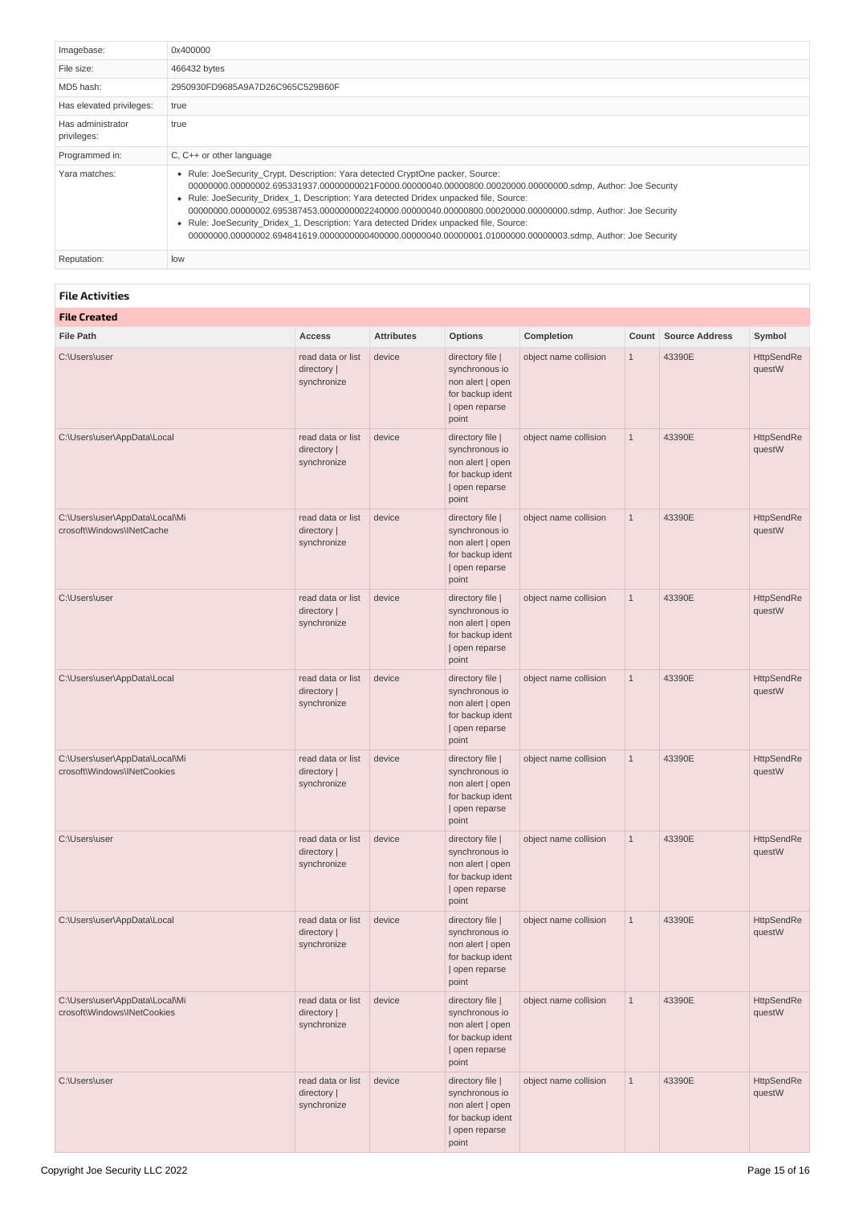| | |
|---|---|
| Imagebase: | 0x400000 |
| File size: | 466432 bytes |
| MD5 hash: | 2950930FD9685A9A7D26C965C529B60F |
| Has elevated privileges: | true |
| Has administrator privileges: | true |
| Programmed in: | C, C++ or other language |
| Yara matches: | • Rule: JoeSecurity_Crypt, Description: Yara detected CryptOne packer, Source: 00000000.00000002.695331937.00000000021F0000.00000040.00000800.00020000.00000000.sdmp, Author: Joe Security<br>• Rule: JoeSecurity_Dridex_1, Description: Yara detected Dridex unpacked file, Source: 00000000.00000002.695387453.0000000002240000.00000040.00000800.00020000.00000000.sdmp, Author: Joe Security<br>• Rule: JoeSecurity_Dridex_1, Description: Yara detected Dridex unpacked file, Source: 00000000.00000002.694841619.0000000000400000.00000040.00000001.01000000.00000003.sdmp, Author: Joe Security |
| Reputation: | low |

## File Activities

### File Created

| File Path | Access | Attributes | Options | Completion | Count | Source Address | Symbol |
|---|---|---|---|---|---|---|---|
| C:\Users\user | read data or list directory \| synchronize | device | directory file \| synchronous io non alert \| open for backup ident \| open reparse point | object name collision | 1 | 43390E | HttpSendRequestW |
| C:\Users\user\AppData\Local | read data or list directory \| synchronize | device | directory file \| synchronous io non alert \| open for backup ident \| open reparse point | object name collision | 1 | 43390E | HttpSendRequestW |
| C:\Users\user\AppData\Local\Microsoft\Windows\INetCache | read data or list directory \| synchronize | device | directory file \| synchronous io non alert \| open for backup ident \| open reparse point | object name collision | 1 | 43390E | HttpSendRequestW |
| C:\Users\user | read data or list directory \| synchronize | device | directory file \| synchronous io non alert \| open for backup ident \| open reparse point | object name collision | 1 | 43390E | HttpSendRequestW |
| C:\Users\user\AppData\Local | read data or list directory \| synchronize | device | directory file \| synchronous io non alert \| open for backup ident \| open reparse point | object name collision | 1 | 43390E | HttpSendRequestW |
| C:\Users\user\AppData\Local\Microsoft\Windows\INetCookies | read data or list directory \| synchronize | device | directory file \| synchronous io non alert \| open for backup ident \| open reparse point | object name collision | 1 | 43390E | HttpSendRequestW |
| C:\Users\user | read data or list directory \| synchronize | device | directory file \| synchronous io non alert \| open for backup ident \| open reparse point | object name collision | 1 | 43390E | HttpSendRequestW |
| C:\Users\user\AppData\Local | read data or list directory \| synchronize | device | directory file \| synchronous io non alert \| open for backup ident \| open reparse point | object name collision | 1 | 43390E | HttpSendRequestW |
| C:\Users\user\AppData\Local\Microsoft\Windows\INetCookies | read data or list directory \| synchronize | device | directory file \| synchronous io non alert \| open for backup ident \| open reparse point | object name collision | 1 | 43390E | HttpSendRequestW |
| C:\Users\user | read data or list directory \| synchronize | device | directory file \| synchronous io non alert \| open for backup ident \| open reparse point | object name collision | 1 | 43390E | HttpSendRequestW |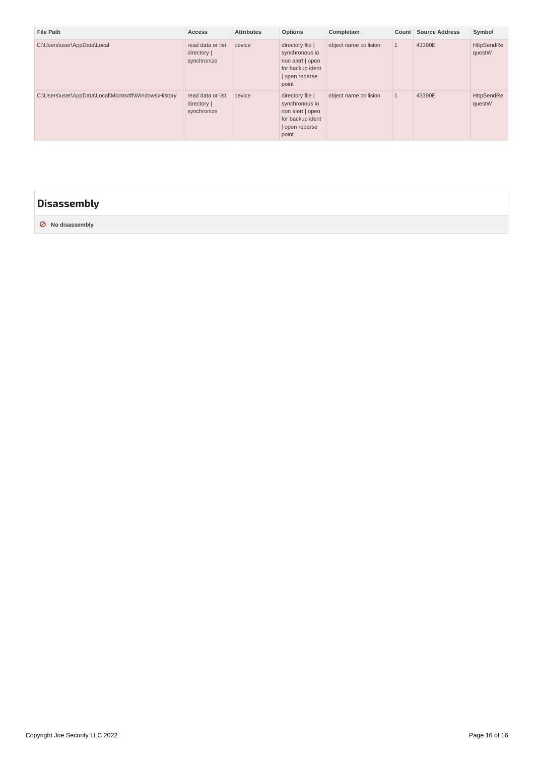| File Path | Access | Attributes | Options | Completion | Count | Source Address | Symbol |
|---|---|---|---|---|---|---|---|
| C:\Users\user\AppData\Local | read data or list directory \| synchronize | device | directory file \| synchronous io non alert \| open for backup ident \| open reparse point | object name collision | 1 | 43390E | HttpSendRequestW |
| C:\Users\user\AppData\Local\Microsoft\Windows\History | read data or list directory \| synchronize | device | directory file \| synchronous io non alert \| open for backup ident \| open reparse point | object name collision | 1 | 43390E | HttpSendRequestW |

## Disassembly

**No disassembly**